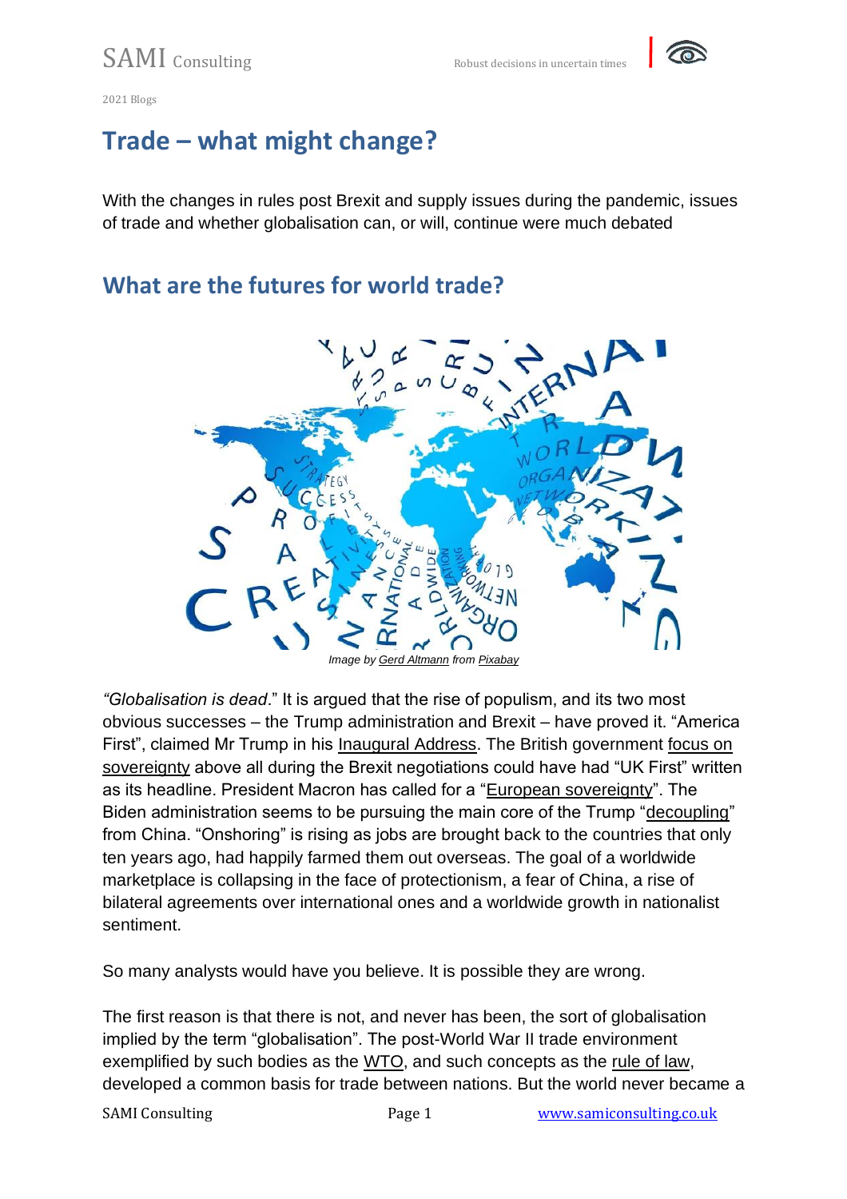2021 Blogs

# Trade – what might change?

With the changes in rules post Brexit and supply issues during the pandemic, issues of trade and whether globalisation can, or will, continue were much debated

## What are the futures for world trade?

*Image by Gerd Altmann from Pixabay*

*"Globalisation is dead*." It is argued that the rise of populism, and its two most obvious successes – the Trump administration and Brexit – have proved it. "America First", claimed Mr Trump in his Inaugural Address. The British government focus on sovereignty above all during the Brexit negotiations could have had "UK First" written as its headline. President Macron has called for a "European sovereignty". The Biden administration seems to be pursuing the main core of the Trump "decoupling" from China. "Onshoring" is rising as jobs are brought back to the countries that only ten years ago, had happily farmed them out overseas. The goal of a worldwide marketplace is collapsing in the face of protectionism, a fear of China, a rise of bilateral agreements over international ones and a worldwide growth in nationalist sentiment.

So many analysts would have you believe. It is possible they are wrong.

The first reason is that there is not, and never has been, the sort of globalisation implied by the term "globalisation". The post-World War II trade environment exemplified by such bodies as the WTO, and such concepts as the rule of law, developed a common basis for trade between nations. But the world never became a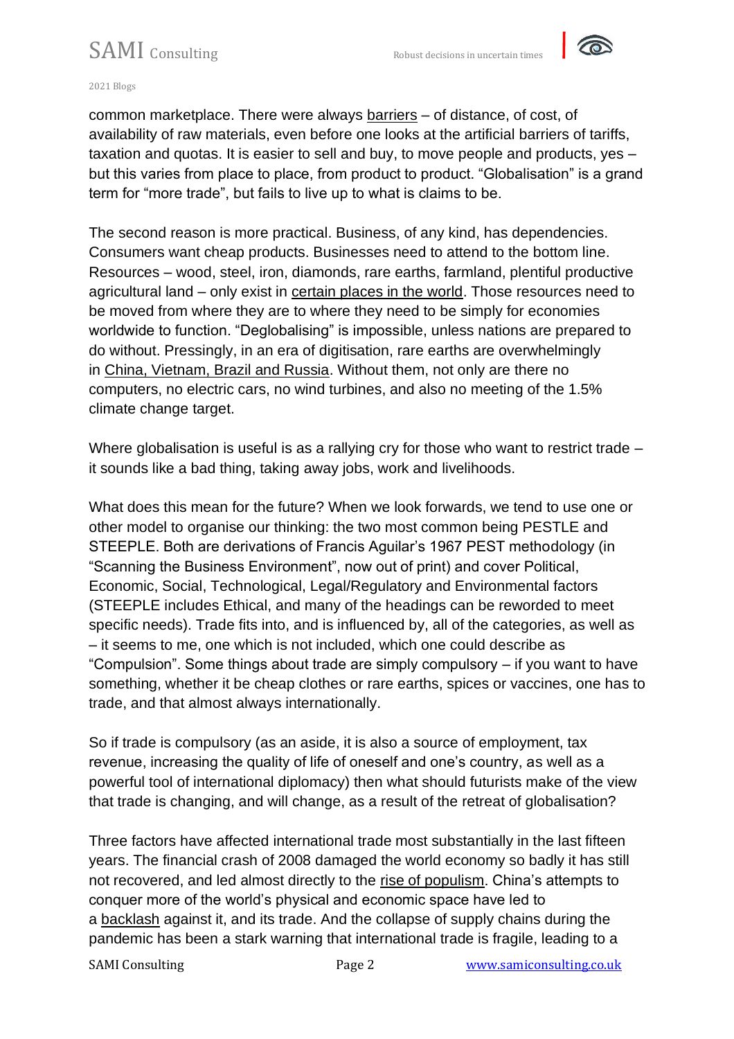common marketplace. There were always barriers – of distance, of cost, of availability of raw materials, even before one looks at the artificial barriers of tariffs, taxation and quotas. It is easier to sell and buy, to move people and products, yes – but this varies from place to place, from product to product. "Globalisation" is a grand term for "more trade", but fails to live up to what is claims to be.

The second reason is more practical. Business, of any kind, has dependencies. Consumers want cheap products. Businesses need to attend to the bottom line. Resources – wood, steel, iron, diamonds, rare earths, farmland, plentiful productive agricultural land – only exist in certain places in the world. Those resources need to be moved from where they are to where they need to be simply for economies worldwide to function. "Deglobalising" is impossible, unless nations are prepared to do without. Pressingly, in an era of digitisation, rare earths are overwhelmingly in China, Vietnam, Brazil and Russia. Without them, not only are there no computers, no electric cars, no wind turbines, and also no meeting of the 1.5% climate change target.

Where globalisation is useful is as a rallying cry for those who want to restrict trade – it sounds like a bad thing, taking away jobs, work and livelihoods.

What does this mean for the future? When we look forwards, we tend to use one or other model to organise our thinking: the two most common being PESTLE and STEEPLE. Both are derivations of Francis Aguilar's 1967 PEST methodology (in "Scanning the Business Environment", now out of print) and cover Political, Economic, Social, Technological, Legal/Regulatory and Environmental factors (STEEPLE includes Ethical, and many of the headings can be reworded to meet specific needs). Trade fits into, and is influenced by, all of the categories, as well as – it seems to me, one which is not included, which one could describe as "Compulsion". Some things about trade are simply compulsory – if you want to have something, whether it be cheap clothes or rare earths, spices or vaccines, one has to trade, and that almost always internationally.

So if trade is compulsory (as an aside, it is also a source of employment, tax revenue, increasing the quality of life of oneself and one's country, as well as a powerful tool of international diplomacy) then what should futurists make of the view that trade is changing, and will change, as a result of the retreat of globalisation?

Three factors have affected international trade most substantially in the last fifteen years. The financial crash of 2008 damaged the world economy so badly it has still not recovered, and led almost directly to the rise of populism. China's attempts to conquer more of the world's physical and economic space have led to a backlash against it, and its trade. And the collapse of supply chains during the pandemic has been a stark warning that international trade is fragile, leading to a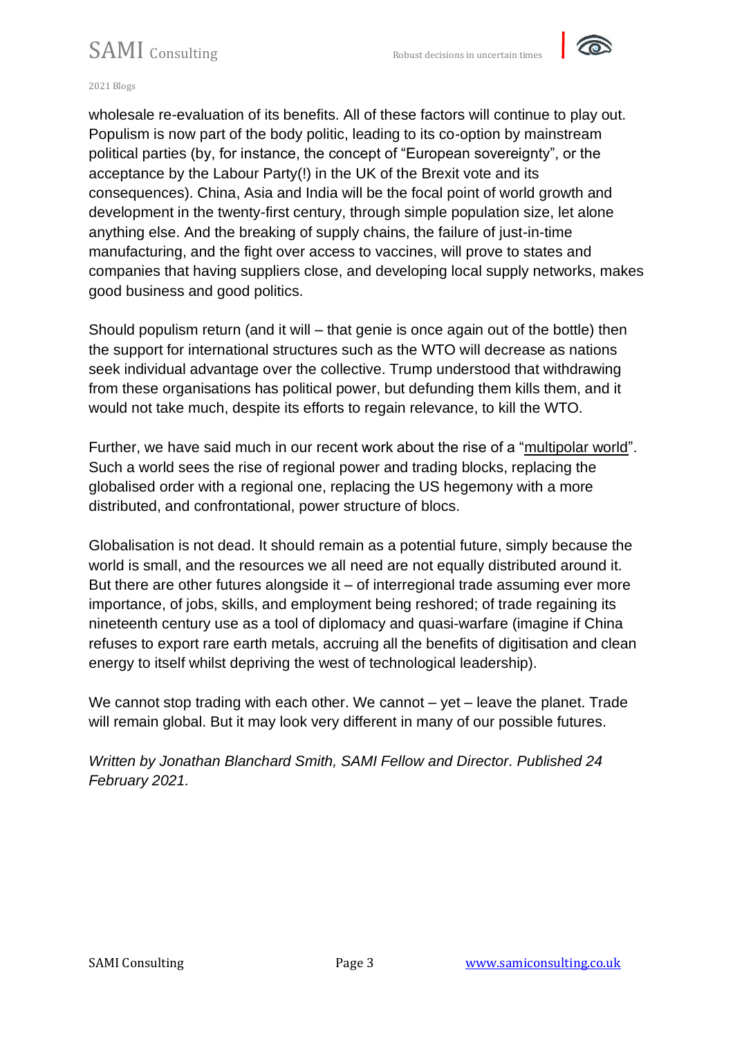wholesale re-evaluation of its benefits. All of these factors will continue to play out. Populism is now part of the body politic, leading to its co-option by mainstream political parties (by, for instance, the concept of "European sovereignty", or the acceptance by the Labour Party(!) in the UK of the Brexit vote and its consequences). China, Asia and India will be the focal point of world growth and development in the twenty-first century, through simple population size, let alone anything else. And the breaking of supply chains, the failure of just-in-time manufacturing, and the fight over access to vaccines, will prove to states and companies that having suppliers close, and developing local supply networks, makes good business and good politics.

Should populism return (and it will – that genie is once again out of the bottle) then the support for international structures such as the WTO will decrease as nations seek individual advantage over the collective. Trump understood that withdrawing from these organisations has political power, but defunding them kills them, and it would not take much, despite its efforts to regain relevance, to kill the WTO.

Further, we have said much in our recent work about the rise of a "multipolar world". Such a world sees the rise of regional power and trading blocks, replacing the globalised order with a regional one, replacing the US hegemony with a more distributed, and confrontational, power structure of blocs.

Globalisation is not dead. It should remain as a potential future, simply because the world is small, and the resources we all need are not equally distributed around it. But there are other futures alongside it – of interregional trade assuming ever more importance, of jobs, skills, and employment being reshored; of trade regaining its nineteenth century use as a tool of diplomacy and quasi-warfare (imagine if China refuses to export rare earth metals, accruing all the benefits of digitisation and clean energy to itself whilst depriving the west of technological leadership).

We cannot stop trading with each other. We cannot – yet – leave the planet. Trade will remain global. But it may look very different in many of our possible futures.

*Written by Jonathan Blanchard Smith, SAMI Fellow and Director. Published 24 February 2021.*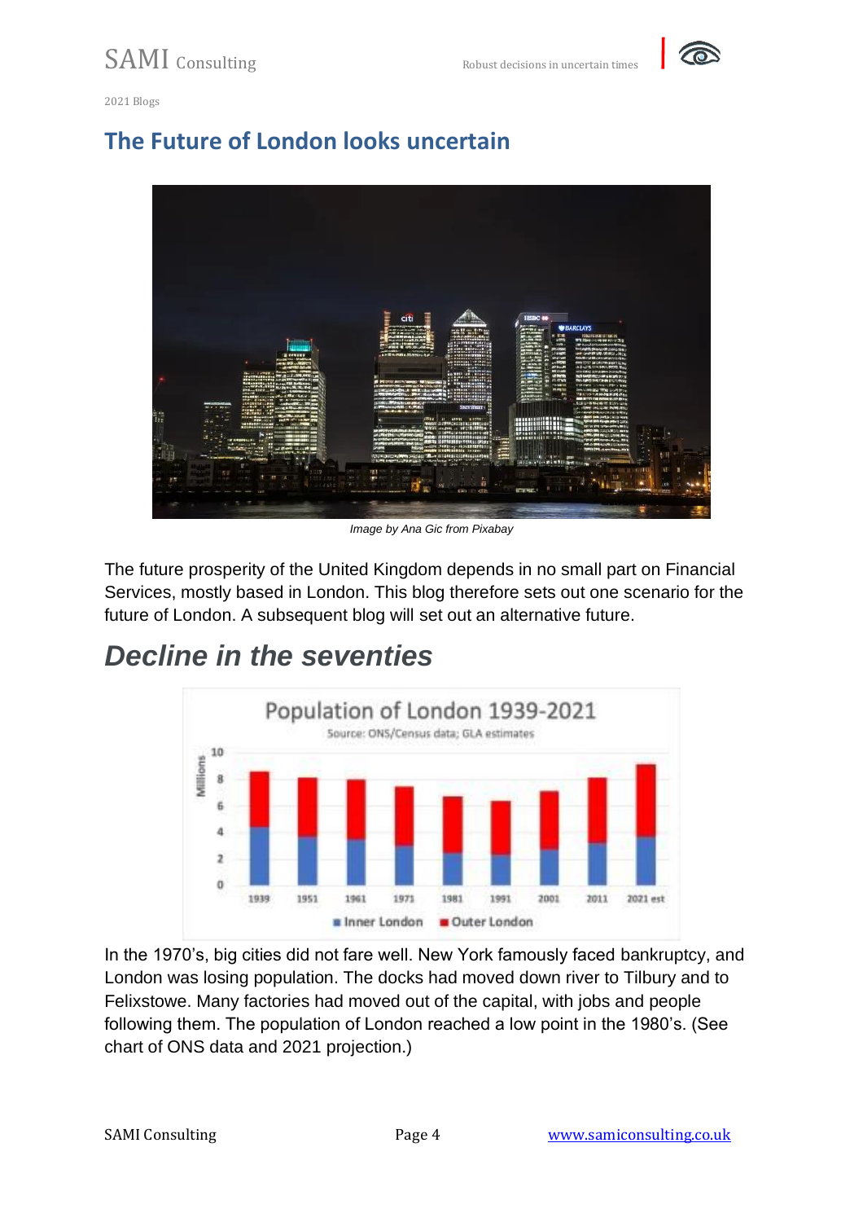## The Future of London looks uncertain

*Image by Ana Gic from Pixabay*

The future prosperity of the United Kingdom depends in no small part on Financial Services, mostly based in London. This blog therefore sets out one scenario for the future of London. A subsequent blog will set out an alternative future.

## *Decline in the seventies*

Population of London 1939-2021

Source: ONS/Census data; GLA estimates

In the 1970's, big cities did not fare well. New York famously faced bankruptcy, and London was losing population. The docks had moved down river to Tilbury and to Felixstowe. Many factories had moved out of the capital, with jobs and people following them. The population of London reached a low point in the 1980's. (See chart of ONS data and 2021 projection.)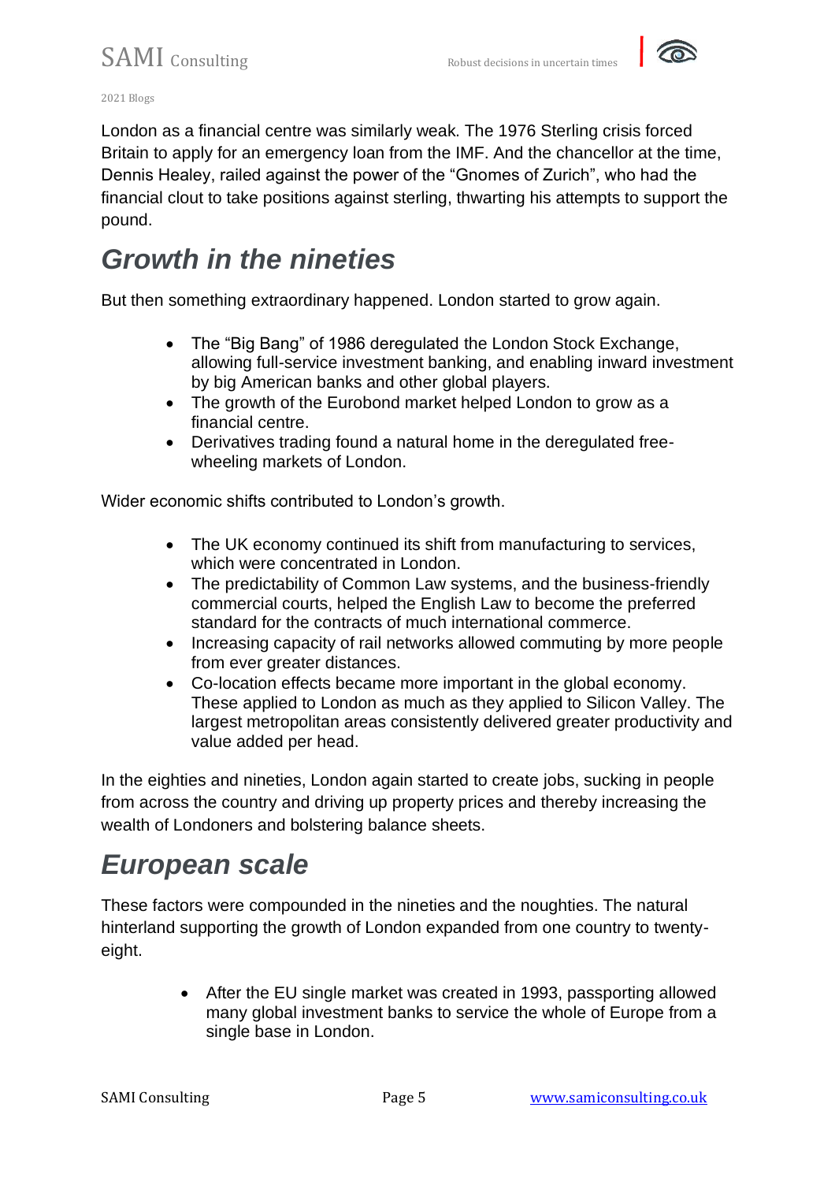London as a financial centre was similarly weak. The 1976 Sterling crisis forced Britain to apply for an emergency loan from the IMF. And the chancellor at the time, Dennis Healey, railed against the power of the "Gnomes of Zurich", who had the financial clout to take positions against sterling, thwarting his attempts to support the pound.

## *Growth in the nineties*

But then something extraordinary happened. London started to grow again.

- The "Big Bang" of 1986 deregulated the London Stock Exchange, allowing full-service investment banking, and enabling inward investment by big American banks and other global players.
- The growth of the Eurobond market helped London to grow as a financial centre.
- Derivatives trading found a natural home in the deregulated free-wheeling markets of London.

Wider economic shifts contributed to London's growth.

- The UK economy continued its shift from manufacturing to services, which were concentrated in London.
- The predictability of Common Law systems, and the business-friendly commercial courts, helped the English Law to become the preferred standard for the contracts of much international commerce.
- Increasing capacity of rail networks allowed commuting by more people from ever greater distances.
- Co-location effects became more important in the global economy. These applied to London as much as they applied to Silicon Valley. The largest metropolitan areas consistently delivered greater productivity and value added per head.

In the eighties and nineties, London again started to create jobs, sucking in people from across the country and driving up property prices and thereby increasing the wealth of Londoners and bolstering balance sheets.

## *European scale*

These factors were compounded in the nineties and the noughties. The natural hinterland supporting the growth of London expanded from one country to twenty-eight.

- After the EU single market was created in 1993, passporting allowed many global investment banks to service the whole of Europe from a single base in London.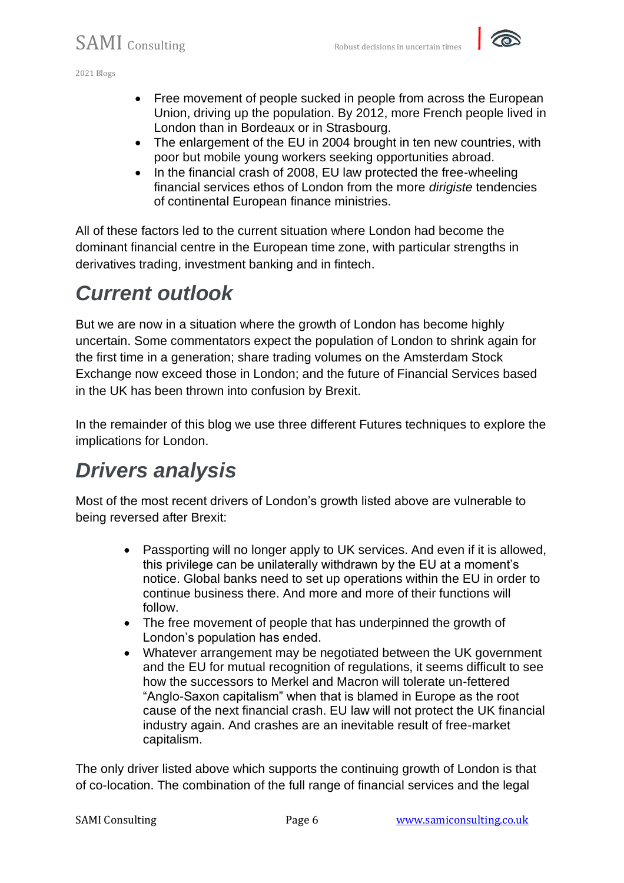- Free movement of people sucked in people from across the European Union, driving up the population. By 2012, more French people lived in London than in Bordeaux or in Strasbourg.
- The enlargement of the EU in 2004 brought in ten new countries, with poor but mobile young workers seeking opportunities abroad.
- In the financial crash of 2008, EU law protected the free-wheeling financial services ethos of London from the more *dirigiste* tendencies of continental European finance ministries.

All of these factors led to the current situation where London had become the dominant financial centre in the European time zone, with particular strengths in derivatives trading, investment banking and in fintech.

## *Current outlook*

But we are now in a situation where the growth of London has become highly uncertain. Some commentators expect the population of London to shrink again for the first time in a generation; share trading volumes on the Amsterdam Stock Exchange now exceed those in London; and the future of Financial Services based in the UK has been thrown into confusion by Brexit.

In the remainder of this blog we use three different Futures techniques to explore the implications for London.

## *Drivers analysis*

Most of the most recent drivers of London's growth listed above are vulnerable to being reversed after Brexit:

- Passporting will no longer apply to UK services. And even if it is allowed, this privilege can be unilaterally withdrawn by the EU at a moment's notice. Global banks need to set up operations within the EU in order to continue business there. And more and more of their functions will follow.
- The free movement of people that has underpinned the growth of London's population has ended.
- Whatever arrangement may be negotiated between the UK government and the EU for mutual recognition of regulations, it seems difficult to see how the successors to Merkel and Macron will tolerate un-fettered "Anglo-Saxon capitalism" when that is blamed in Europe as the root cause of the next financial crash. EU law will not protect the UK financial industry again. And crashes are an inevitable result of free-market capitalism.

The only driver listed above which supports the continuing growth of London is that of co-location. The combination of the full range of financial services and the legal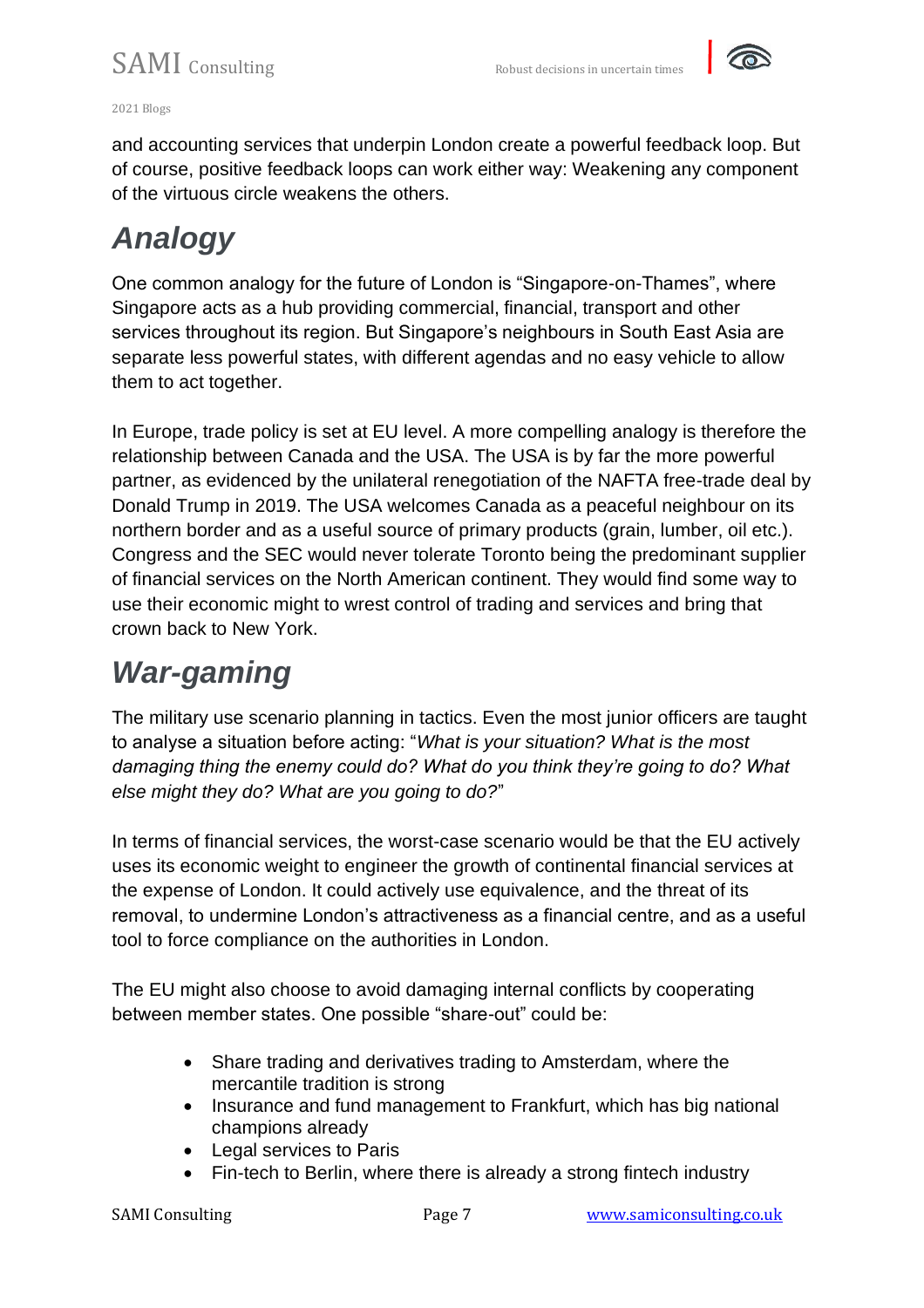and accounting services that underpin London create a powerful feedback loop. But of course, positive feedback loops can work either way: Weakening any component of the virtuous circle weakens the others.

## *Analogy*

One common analogy for the future of London is "Singapore-on-Thames", where Singapore acts as a hub providing commercial, financial, transport and other services throughout its region. But Singapore's neighbours in South East Asia are separate less powerful states, with different agendas and no easy vehicle to allow them to act together.

In Europe, trade policy is set at EU level. A more compelling analogy is therefore the relationship between Canada and the USA. The USA is by far the more powerful partner, as evidenced by the unilateral renegotiation of the NAFTA free-trade deal by Donald Trump in 2019. The USA welcomes Canada as a peaceful neighbour on its northern border and as a useful source of primary products (grain, lumber, oil etc.). Congress and the SEC would never tolerate Toronto being the predominant supplier of financial services on the North American continent. They would find some way to use their economic might to wrest control of trading and services and bring that crown back to New York.

## *War-gaming*

The military use scenario planning in tactics. Even the most junior officers are taught to analyse a situation before acting: "*What is your situation? What is the most damaging thing the enemy could do? What do you think they're going to do? What else might they do? What are you going to do?*"

In terms of financial services, the worst-case scenario would be that the EU actively uses its economic weight to engineer the growth of continental financial services at the expense of London. It could actively use equivalence, and the threat of its removal, to undermine London's attractiveness as a financial centre, and as a useful tool to force compliance on the authorities in London.

The EU might also choose to avoid damaging internal conflicts by cooperating between member states. One possible "share-out" could be:

- Share trading and derivatives trading to Amsterdam, where the mercantile tradition is strong
- Insurance and fund management to Frankfurt, which has big national champions already
- Legal services to Paris
- Fin-tech to Berlin, where there is already a strong fintech industry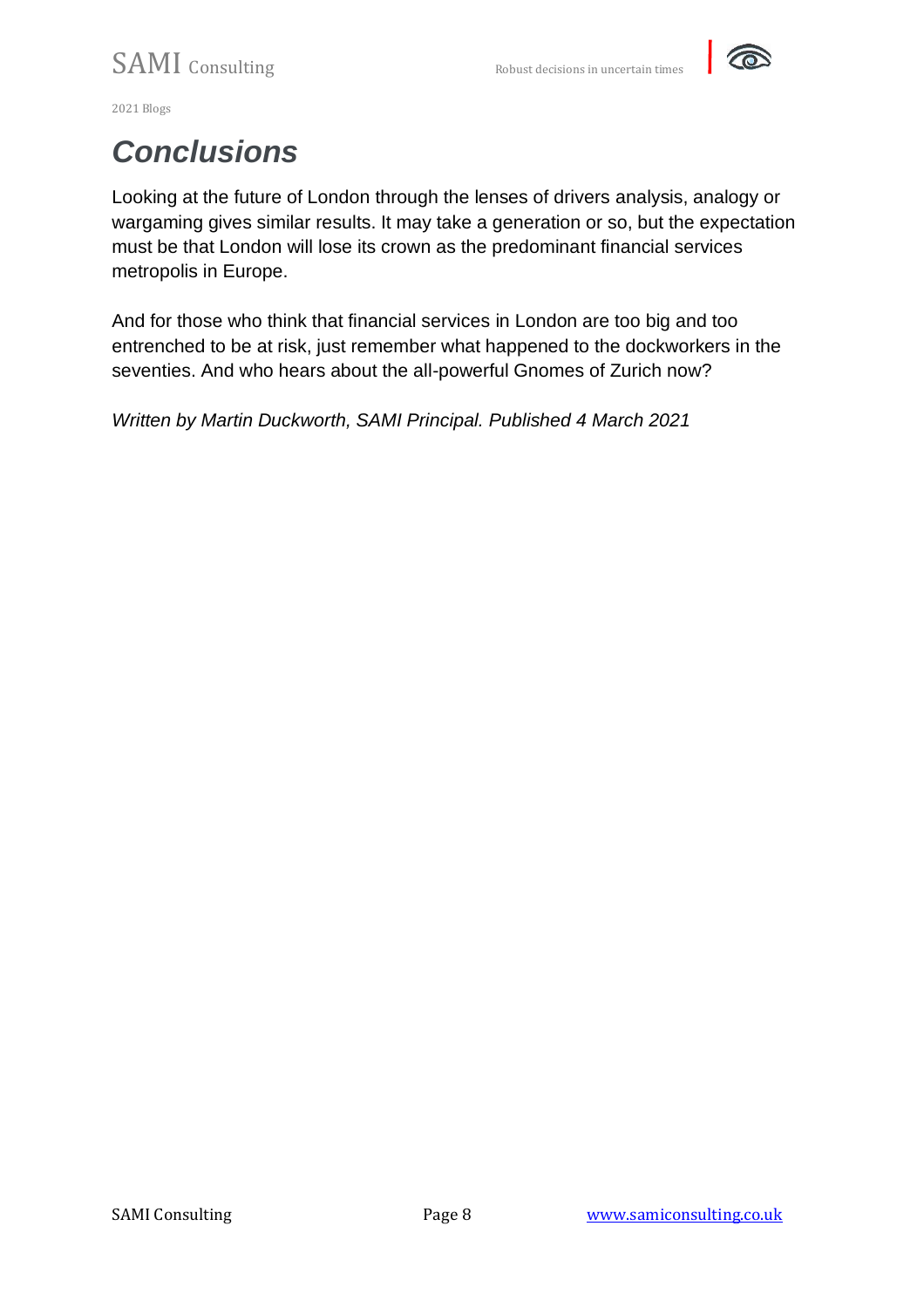# *Conclusions*

Looking at the future of London through the lenses of drivers analysis, analogy or wargaming gives similar results. It may take a generation or so, but the expectation must be that London will lose its crown as the predominant financial services metropolis in Europe.

And for those who think that financial services in London are too big and too entrenched to be at risk, just remember what happened to the dockworkers in the seventies. And who hears about the all-powerful Gnomes of Zurich now?

*Written by Martin Duckworth, SAMI Principal. Published 4 March 2021*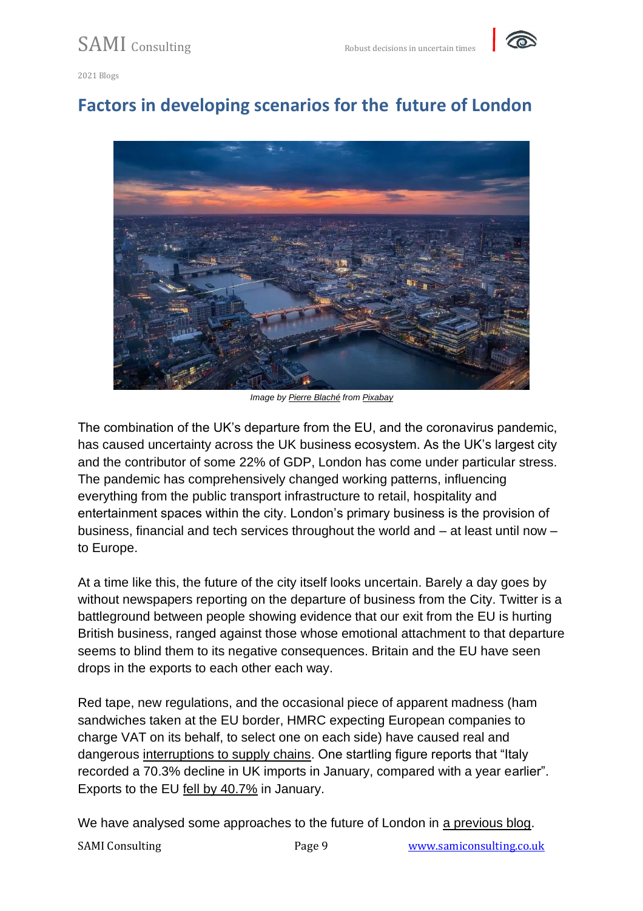# Factors in developing scenarios for the future of London

Image by Pierre Blaché from Pixabay

The combination of the UK's departure from the EU, and the coronavirus pandemic, has caused uncertainty across the UK business ecosystem. As the UK's largest city and the contributor of some 22% of GDP, London has come under particular stress. The pandemic has comprehensively changed working patterns, influencing everything from the public transport infrastructure to retail, hospitality and entertainment spaces within the city. London's primary business is the provision of business, financial and tech services throughout the world and – at least until now – to Europe.

At a time like this, the future of the city itself looks uncertain. Barely a day goes by without newspapers reporting on the departure of business from the City. Twitter is a battleground between people showing evidence that our exit from the EU is hurting British business, ranged against those whose emotional attachment to that departure seems to blind them to its negative consequences. Britain and the EU have seen drops in the exports to each other each way.

Red tape, new regulations, and the occasional piece of apparent madness (ham sandwiches taken at the EU border, HMRC expecting European companies to charge VAT on its behalf, to select one on each side) have caused real and dangerous interruptions to supply chains. One startling figure reports that "Italy recorded a 70.3% decline in UK imports in January, compared with a year earlier". Exports to the EU fell by 40.7% in January.

We have analysed some approaches to the future of London in a previous blog.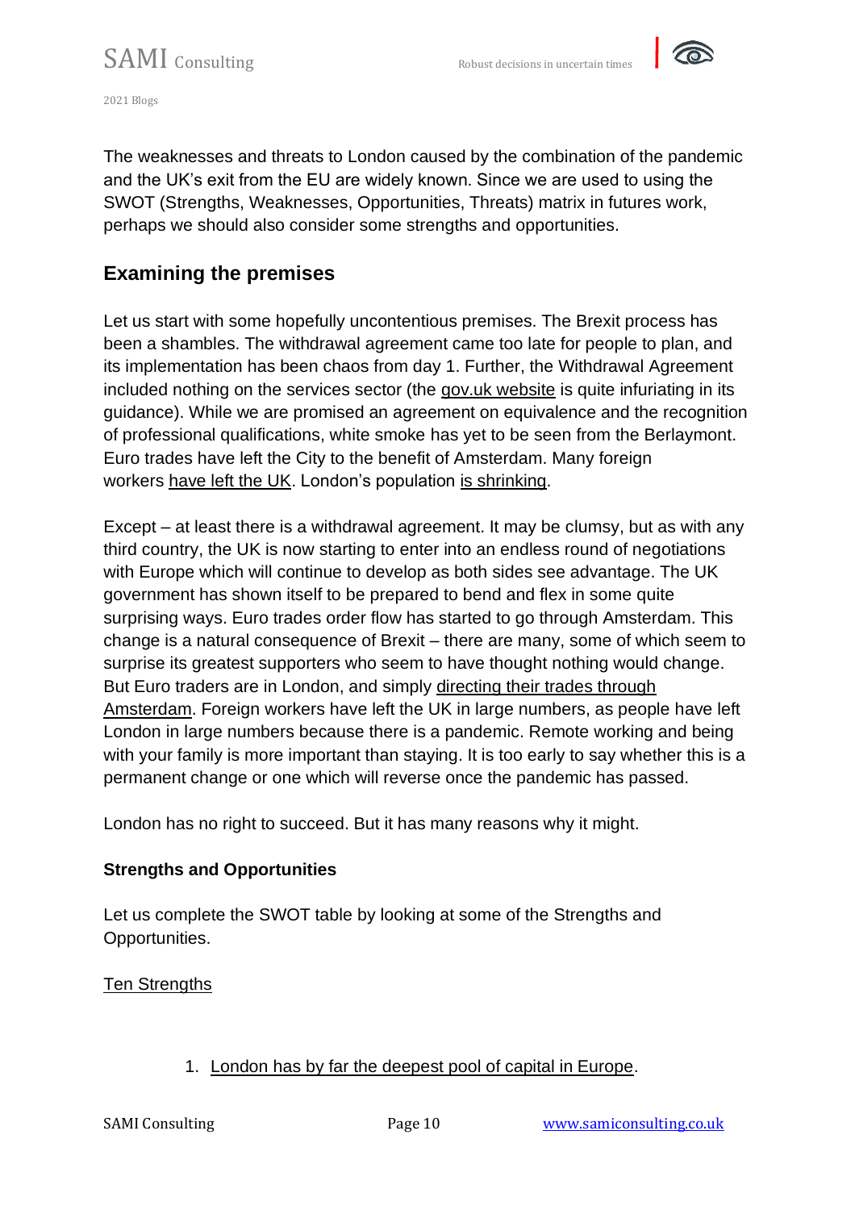The weaknesses and threats to London caused by the combination of the pandemic and the UK's exit from the EU are widely known. Since we are used to using the SWOT (Strengths, Weaknesses, Opportunities, Threats) matrix in futures work, perhaps we should also consider some strengths and opportunities.

## Examining the premises

Let us start with some hopefully uncontentious premises. The Brexit process has been a shambles. The withdrawal agreement came too late for people to plan, and its implementation has been chaos from day 1. Further, the Withdrawal Agreement included nothing on the services sector (the gov.uk website is quite infuriating in its guidance). While we are promised an agreement on equivalence and the recognition of professional qualifications, white smoke has yet to be seen from the Berlaymont. Euro trades have left the City to the benefit of Amsterdam. Many foreign workers have left the UK. London's population is shrinking.

Except – at least there is a withdrawal agreement. It may be clumsy, but as with any third country, the UK is now starting to enter into an endless round of negotiations with Europe which will continue to develop as both sides see advantage. The UK government has shown itself to be prepared to bend and flex in some quite surprising ways. Euro trades order flow has started to go through Amsterdam. This change is a natural consequence of Brexit – there are many, some of which seem to surprise its greatest supporters who seem to have thought nothing would change. But Euro traders are in London, and simply directing their trades through Amsterdam. Foreign workers have left the UK in large numbers, as people have left London in large numbers because there is a pandemic. Remote working and being with your family is more important than staying. It is too early to say whether this is a permanent change or one which will reverse once the pandemic has passed.

London has no right to succeed. But it has many reasons why it might.

### Strengths and Opportunities

Let us complete the SWOT table by looking at some of the Strengths and Opportunities.

Ten Strengths

1. London has by far the deepest pool of capital in Europe.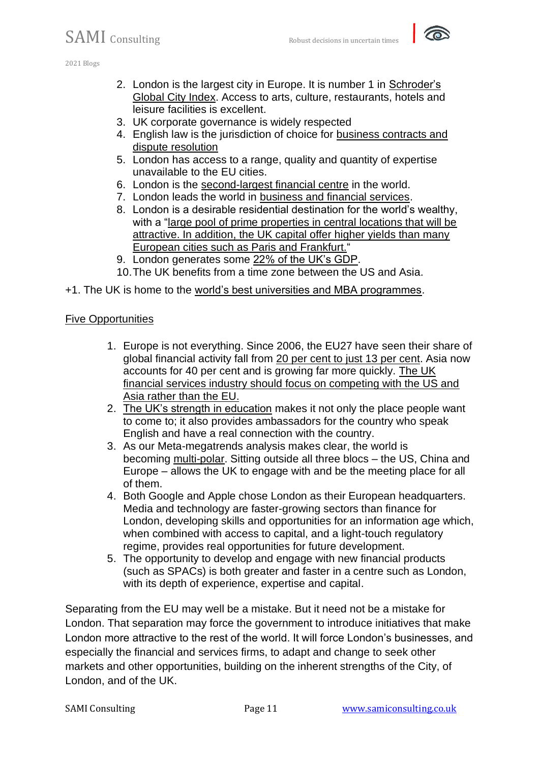2. London is the largest city in Europe. It is number 1 in Schroder's Global City Index. Access to arts, culture, restaurants, hotels and leisure facilities is excellent.
3. UK corporate governance is widely respected
4. English law is the jurisdiction of choice for business contracts and dispute resolution
5. London has access to a range, quality and quantity of expertise unavailable to the EU cities.
6. London is the second-largest financial centre in the world.
7. London leads the world in business and financial services.
8. London is a desirable residential destination for the world's wealthy, with a "large pool of prime properties in central locations that will be attractive. In addition, the UK capital offer higher yields than many European cities such as Paris and Frankfurt."
9. London generates some 22% of the UK's GDP.
10. The UK benefits from a time zone between the US and Asia.

+1. The UK is home to the world's best universities and MBA programmes.

Five Opportunities

1. Europe is not everything. Since 2006, the EU27 have seen their share of global financial activity fall from 20 per cent to just 13 per cent. Asia now accounts for 40 per cent and is growing far more quickly. The UK financial services industry should focus on competing with the US and Asia rather than the EU.
2. The UK's strength in education makes it not only the place people want to come to; it also provides ambassadors for the country who speak English and have a real connection with the country.
3. As our Meta-megatrends analysis makes clear, the world is becoming multi-polar. Sitting outside all three blocs – the US, China and Europe – allows the UK to engage with and be the meeting place for all of them.
4. Both Google and Apple chose London as their European headquarters. Media and technology are faster-growing sectors than finance for London, developing skills and opportunities for an information age which, when combined with access to capital, and a light-touch regulatory regime, provides real opportunities for future development.
5. The opportunity to develop and engage with new financial products (such as SPACs) is both greater and faster in a centre such as London, with its depth of experience, expertise and capital.

Separating from the EU may well be a mistake. But it need not be a mistake for London. That separation may force the government to introduce initiatives that make London more attractive to the rest of the world. It will force London's businesses, and especially the financial and services firms, to adapt and change to seek other markets and other opportunities, building on the inherent strengths of the City, of London, and of the UK.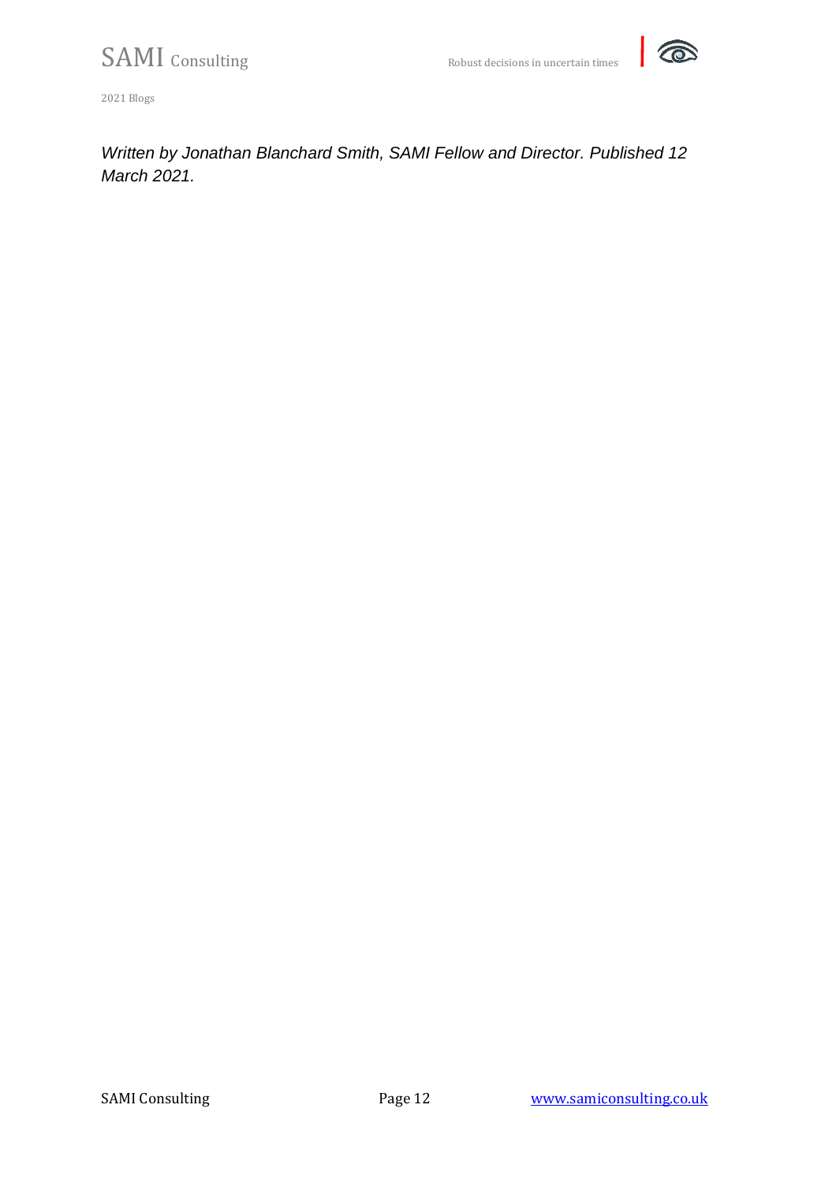*Written by Jonathan Blanchard Smith, SAMI Fellow and Director. Published 12 March 2021.*